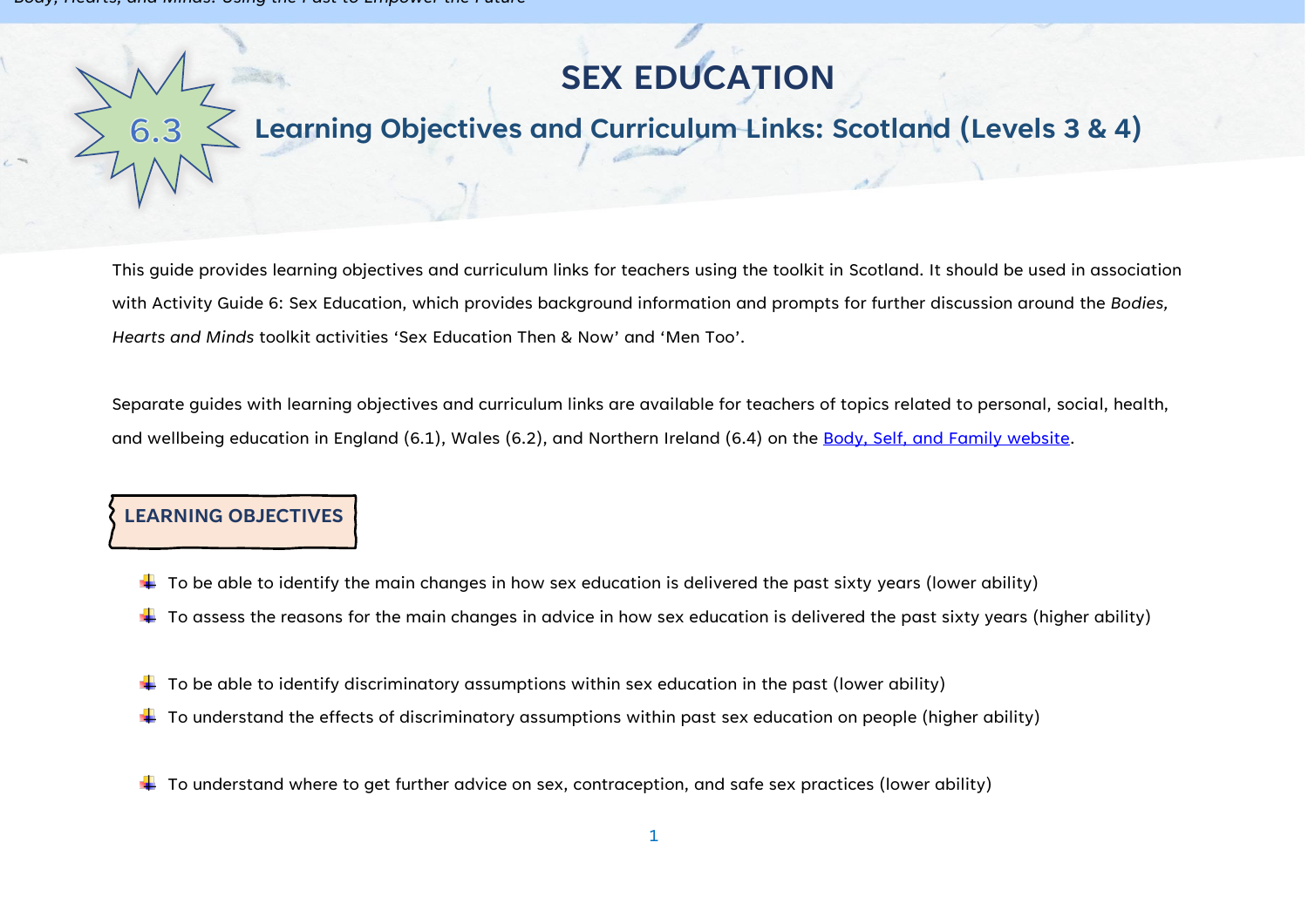# SEX EDUCATION

## 6.3 Learning Objectives and Curriculum Links: Scotland (Levels 3 & 4)

This guide provides learning objectives and curriculum links for teachers using the toolkit in Scotland. It should be used in association with Activity Guide 6: Sex Education, which provides background information and prompts for further discussion around the *Bodies, Hearts and Minds* toolkit activities 'Sex Education Then & Now' and 'Men Too'.

Separate guides with learning objectives and curriculum links are available for teachers of topics related to personal, social, health, and wellbeing education in England (6.1), Wales (6.2), and Northern Ireland (6.4) on the Body, Self, and Family website.

### LEARNING OBJECTIVES

- To be able to identify the main changes in how sex education is delivered the past sixty years (lower ability)
- To assess the reasons for the main changes in advice in how sex education is delivered the past sixty years (higher ability)

- To be able to identify discriminatory assumptions within sex education in the past (lower ability)
- To understand the effects of discriminatory assumptions within past sex education on people (higher ability)

- To understand where to get further advice on sex, contraception, and safe sex practices (lower ability)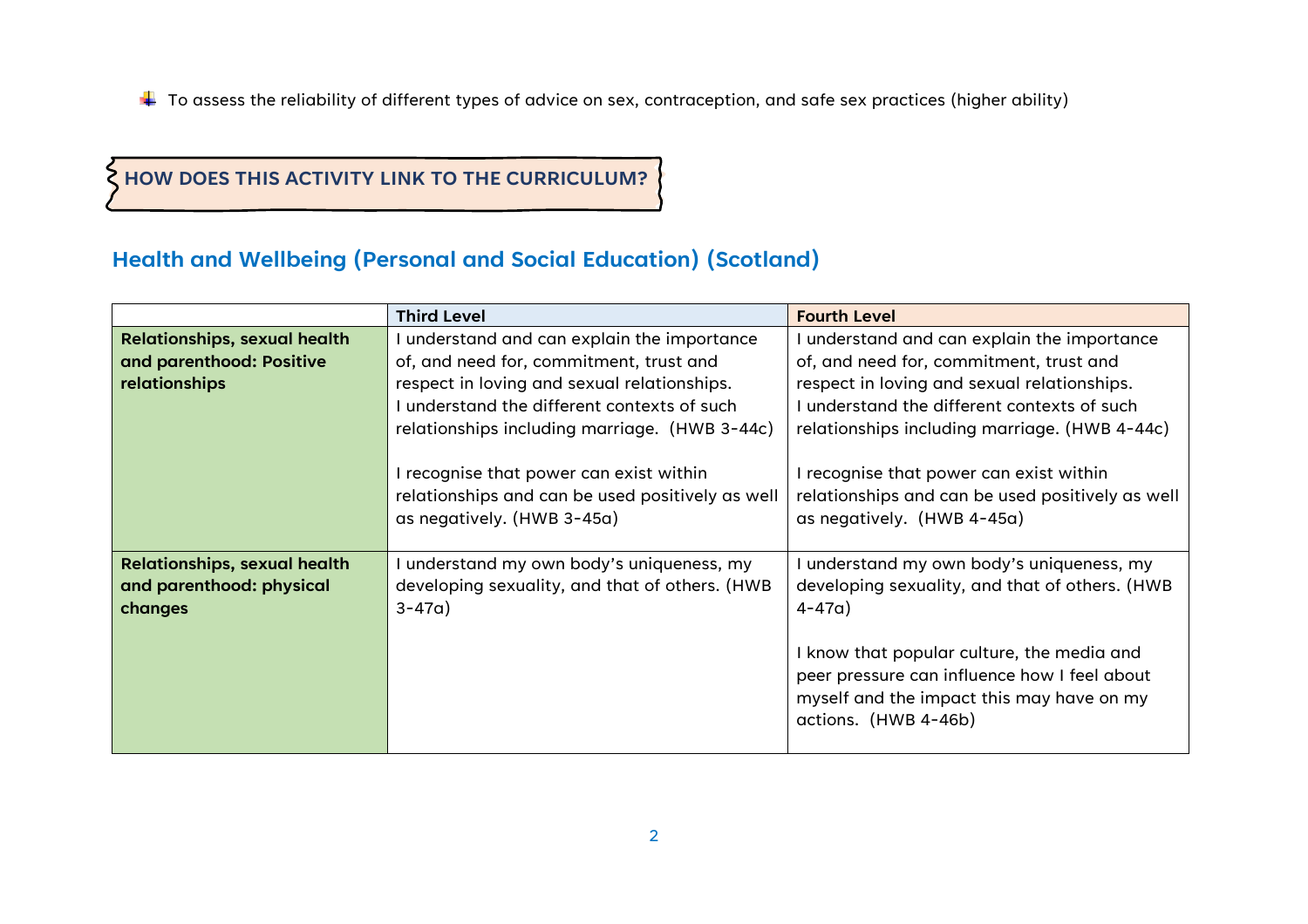- To assess the reliability of different types of advice on sex, contraception, and safe sex practices (higher ability)

**HOW DOES THIS ACTIVITY LINK TO THE CURRICULUM?**

## Health and Wellbeing (Personal and Social Education) (Scotland)

| | Third Level | Fourth Level |
|---|---|---|
| **Relationships, sexual health and parenthood: Positive relationships** | I understand and can explain the importance of, and need for, commitment, trust and respect in loving and sexual relationships. I understand the different contexts of such relationships including marriage. (HWB 3-44c)<br><br>I recognise that power can exist within relationships and can be used positively as well as negatively. (HWB 3-45a) | I understand and can explain the importance of, and need for, commitment, trust and respect in loving and sexual relationships. I understand the different contexts of such relationships including marriage. (HWB 4-44c)<br><br>I recognise that power can exist within relationships and can be used positively as well as negatively. (HWB 4-45a) |
| **Relationships, sexual health and parenthood: physical changes** | I understand my own body's uniqueness, my developing sexuality, and that of others. (HWB 3-47a) | I understand my own body's uniqueness, my developing sexuality, and that of others. (HWB 4-47a)<br><br>I know that popular culture, the media and peer pressure can influence how I feel about myself and the impact this may have on my actions. (HWB 4-46b) |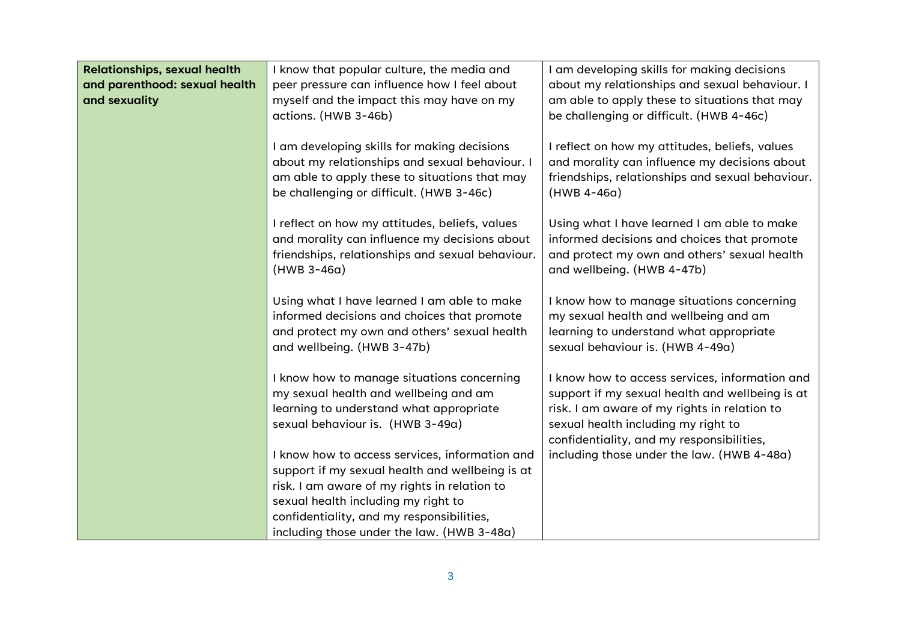| | | |
|---|---|---|
| **Relationships, sexual health and parenthood: sexual health and sexuality** | I know that popular culture, the media and peer pressure can influence how I feel about myself and the impact this may have on my actions. (HWB 3-46b)<br><br>I am developing skills for making decisions about my relationships and sexual behaviour. I am able to apply these to situations that may be challenging or difficult. (HWB 3-46c)<br><br>I reflect on how my attitudes, beliefs, values and morality can influence my decisions about friendships, relationships and sexual behaviour. (HWB 3-46a)<br><br>Using what I have learned I am able to make informed decisions and choices that promote and protect my own and others' sexual health and wellbeing. (HWB 3-47b)<br><br>I know how to manage situations concerning my sexual health and wellbeing and am learning to understand what appropriate sexual behaviour is. (HWB 3-49a)<br><br>I know how to access services, information and support if my sexual health and wellbeing is at risk. I am aware of my rights in relation to sexual health including my right to confidentiality, and my responsibilities, including those under the law. (HWB 3-48a) | I am developing skills for making decisions about my relationships and sexual behaviour. I am able to apply these to situations that may be challenging or difficult. (HWB 4-46c)<br><br>I reflect on how my attitudes, beliefs, values and morality can influence my decisions about friendships, relationships and sexual behaviour. (HWB 4-46a)<br><br>Using what I have learned I am able to make informed decisions and choices that promote and protect my own and others' sexual health and wellbeing. (HWB 4-47b)<br><br>I know how to manage situations concerning my sexual health and wellbeing and am learning to understand what appropriate sexual behaviour is. (HWB 4-49a)<br><br>I know how to access services, information and support if my sexual health and wellbeing is at risk. I am aware of my rights in relation to sexual health including my right to confidentiality, and my responsibilities, including those under the law. (HWB 4-48a) |